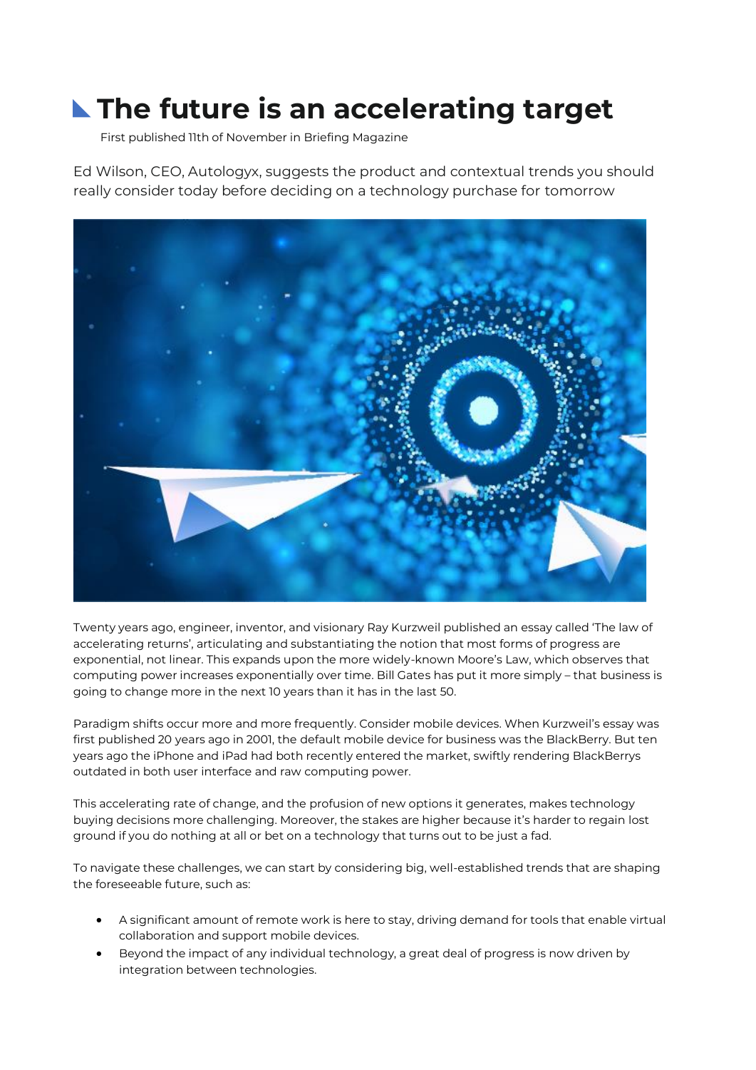# The future is an accelerating target

First published 11th of November in Briefing Magazine

Ed Wilson, CEO, Autologyx, suggests the product and contextual trends you should really consider today before deciding on a technology purchase for tomorrow

Twenty years ago, engineer, inventor, and visionary Ray Kurzweil published an essay called 'The law of accelerating returns', articulating and substantiating the notion that most forms of progress are exponential, not linear. This expands upon the more widely-known Moore's Law, which observes that computing power increases exponentially over time. Bill Gates has put it more simply – that business is going to change more in the next 10 years than it has in the last 50.

Paradigm shifts occur more and more frequently. Consider mobile devices. When Kurzweil's essay was first published 20 years ago in 2001, the default mobile device for business was the BlackBerry. But ten years ago the iPhone and iPad had both recently entered the market, swiftly rendering BlackBerrys outdated in both user interface and raw computing power.

This accelerating rate of change, and the profusion of new options it generates, makes technology buying decisions more challenging. Moreover, the stakes are higher because it's harder to regain lost ground if you do nothing at all or bet on a technology that turns out to be just a fad.

To navigate these challenges, we can start by considering big, well-established trends that are shaping the foreseeable future, such as:

- A significant amount of remote work is here to stay, driving demand for tools that enable virtual collaboration and support mobile devices.
- Beyond the impact of any individual technology, a great deal of progress is now driven by integration between technologies.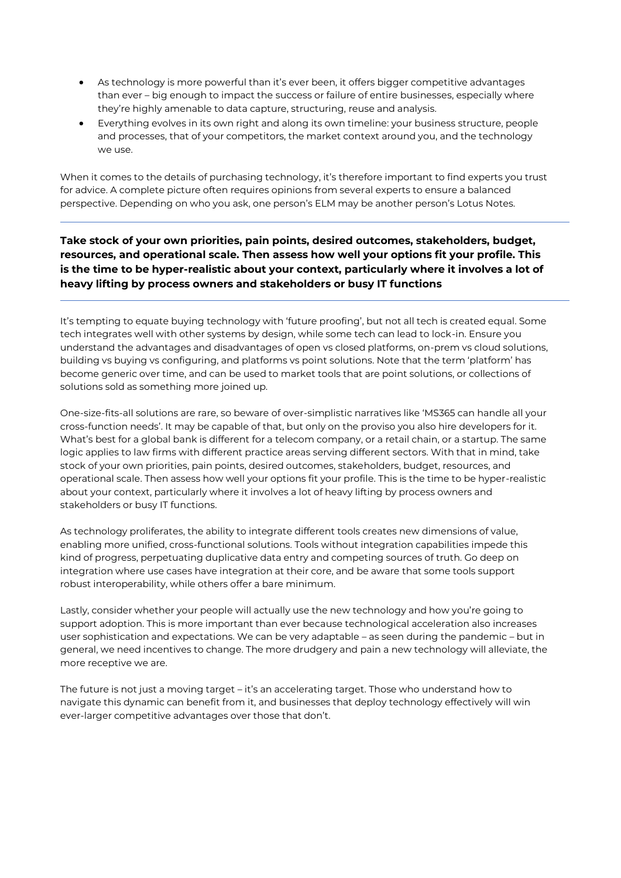- As technology is more powerful than it's ever been, it offers bigger competitive advantages than ever – big enough to impact the success or failure of entire businesses, especially where they're highly amenable to data capture, structuring, reuse and analysis.
- Everything evolves in its own right and along its own timeline: your business structure, people and processes, that of your competitors, the market context around you, and the technology we use.

When it comes to the details of purchasing technology, it's therefore important to find experts you trust for advice. A complete picture often requires opinions from several experts to ensure a balanced perspective. Depending on who you ask, one person's ELM may be another person's Lotus Notes.

---

**Take stock of your own priorities, pain points, desired outcomes, stakeholders, budget, resources, and operational scale. Then assess how well your options fit your profile. This is the time to be hyper-realistic about your context, particularly where it involves a lot of heavy lifting by process owners and stakeholders or busy IT functions**

---

It's tempting to equate buying technology with 'future proofing', but not all tech is created equal. Some tech integrates well with other systems by design, while some tech can lead to lock-in. Ensure you understand the advantages and disadvantages of open vs closed platforms, on-prem vs cloud solutions, building vs buying vs configuring, and platforms vs point solutions. Note that the term 'platform' has become generic over time, and can be used to market tools that are point solutions, or collections of solutions sold as something more joined up.

One-size-fits-all solutions are rare, so beware of over-simplistic narratives like 'MS365 can handle all your cross-function needs'. It may be capable of that, but only on the proviso you also hire developers for it. What's best for a global bank is different for a telecom company, or a retail chain, or a startup. The same logic applies to law firms with different practice areas serving different sectors. With that in mind, take stock of your own priorities, pain points, desired outcomes, stakeholders, budget, resources, and operational scale. Then assess how well your options fit your profile. This is the time to be hyper-realistic about your context, particularly where it involves a lot of heavy lifting by process owners and stakeholders or busy IT functions.

As technology proliferates, the ability to integrate different tools creates new dimensions of value, enabling more unified, cross-functional solutions. Tools without integration capabilities impede this kind of progress, perpetuating duplicative data entry and competing sources of truth. Go deep on integration where use cases have integration at their core, and be aware that some tools support robust interoperability, while others offer a bare minimum.

Lastly, consider whether your people will actually use the new technology and how you're going to support adoption. This is more important than ever because technological acceleration also increases user sophistication and expectations. We can be very adaptable – as seen during the pandemic – but in general, we need incentives to change. The more drudgery and pain a new technology will alleviate, the more receptive we are.

The future is not just a moving target – it's an accelerating target. Those who understand how to navigate this dynamic can benefit from it, and businesses that deploy technology effectively will win ever-larger competitive advantages over those that don't.